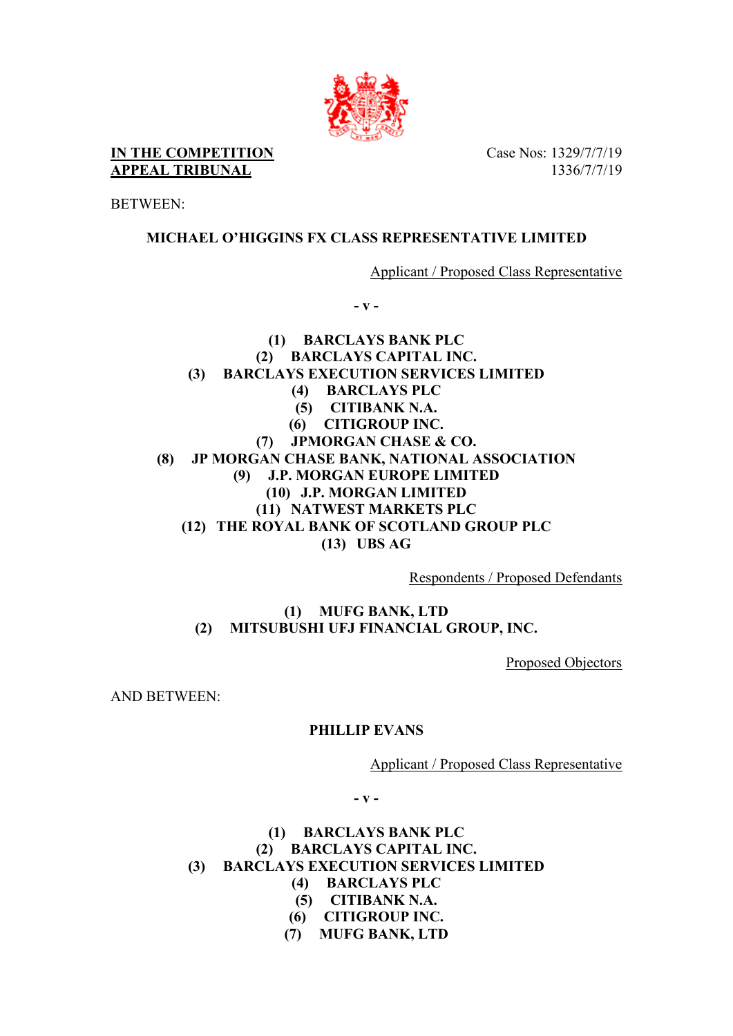**IN THE COMPETITION APPEAL TRIBUNAL**

Case Nos: 1329/7/7/19
1336/7/7/19

BETWEEN:

**MICHAEL O'HIGGINS FX CLASS REPRESENTATIVE LIMITED**

Applicant / Proposed Class Representative

**- v -**

**(1) BARCLAYS BANK PLC**
**(2) BARCLAYS CAPITAL INC.**
**(3) BARCLAYS EXECUTION SERVICES LIMITED**
**(4) BARCLAYS PLC**
**(5) CITIBANK N.A.**
**(6) CITIGROUP INC.**
**(7) JPMORGAN CHASE & CO.**
**(8) JP MORGAN CHASE BANK, NATIONAL ASSOCIATION**
**(9) J.P. MORGAN EUROPE LIMITED**
**(10) J.P. MORGAN LIMITED**
**(11) NATWEST MARKETS PLC**
**(12) THE ROYAL BANK OF SCOTLAND GROUP PLC**
**(13) UBS AG**

Respondents / Proposed Defendants

**(1) MUFG BANK, LTD**
**(2) MITSUBISHI UFJ FINANCIAL GROUP, INC.**

Proposed Objectors

AND BETWEEN:

**PHILLIP EVANS**

Applicant / Proposed Class Representative

**- v -**

**(1) BARCLAYS BANK PLC**
**(2) BARCLAYS CAPITAL INC.**
**(3) BARCLAYS EXECUTION SERVICES LIMITED**
**(4) BARCLAYS PLC**
**(5) CITIBANK N.A.**
**(6) CITIGROUP INC.**
**(7) MUFG BANK, LTD**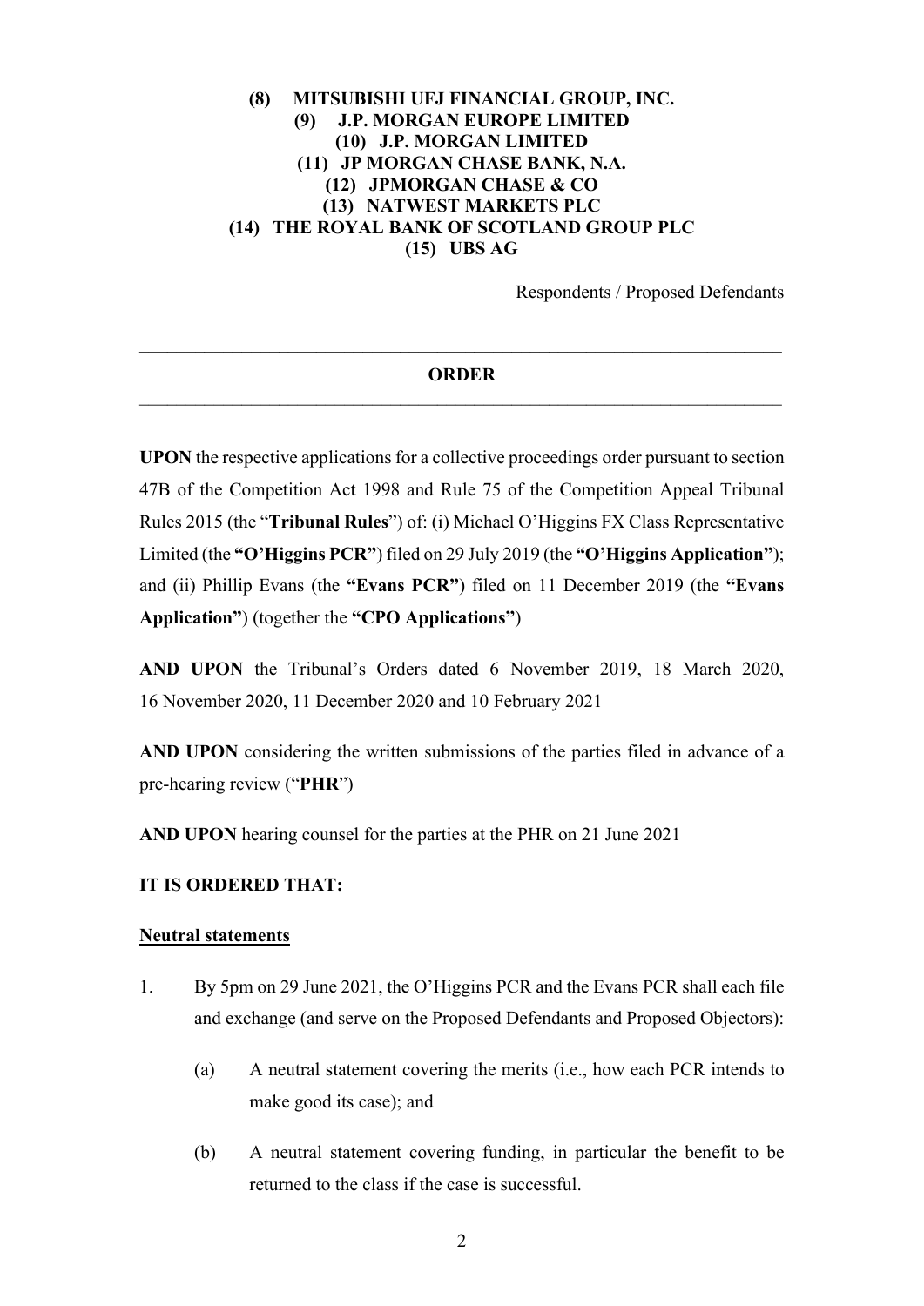**(8) MITSUBISHI UFJ FINANCIAL GROUP, INC.**
**(9) J.P. MORGAN EUROPE LIMITED**
**(10) J.P. MORGAN LIMITED**
**(11) JP MORGAN CHASE BANK, N.A.**
**(12) JPMORGAN CHASE & CO**
**(13) NATWEST MARKETS PLC**
**(14) THE ROYAL BANK OF SCOTLAND GROUP PLC**
**(15) UBS AG**

Respondents / Proposed Defendants

---

**ORDER**

---

**UPON** the respective applications for a collective proceedings order pursuant to section 47B of the Competition Act 1998 and Rule 75 of the Competition Appeal Tribunal Rules 2015 (the "**Tribunal Rules**") of: (i) Michael O'Higgins FX Class Representative Limited (the **"O'Higgins PCR"**) filed on 29 July 2019 (the **"O'Higgins Application"**); and (ii) Phillip Evans (the **"Evans PCR"**) filed on 11 December 2019 (the **"Evans Application"**) (together the **"CPO Applications"**)

**AND UPON** the Tribunal's Orders dated 6 November 2019, 18 March 2020, 16 November 2020, 11 December 2020 and 10 February 2021

**AND UPON** considering the written submissions of the parties filed in advance of a pre-hearing review ("**PHR**")

**AND UPON** hearing counsel for the parties at the PHR on 21 June 2021

**IT IS ORDERED THAT:**

**Neutral statements**

1. By 5pm on 29 June 2021, the O'Higgins PCR and the Evans PCR shall each file and exchange (and serve on the Proposed Defendants and Proposed Objectors):

    (a) A neutral statement covering the merits (i.e., how each PCR intends to make good its case); and

    (b) A neutral statement covering funding, in particular the benefit to be returned to the class if the case is successful.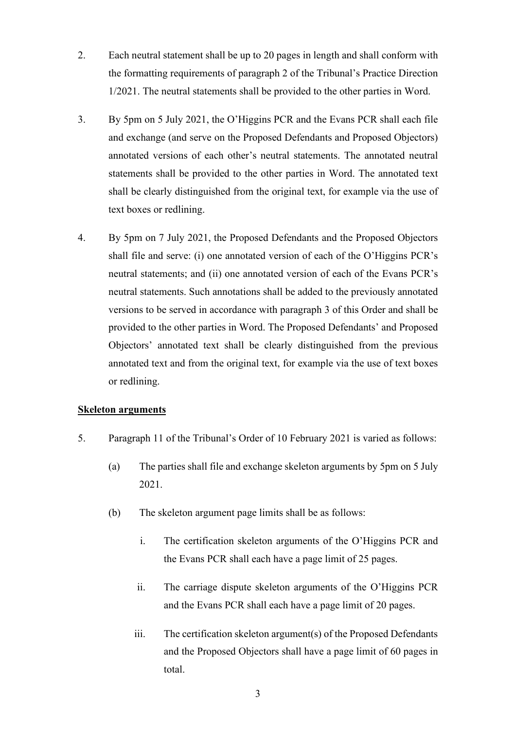2. Each neutral statement shall be up to 20 pages in length and shall conform with the formatting requirements of paragraph 2 of the Tribunal's Practice Direction 1/2021. The neutral statements shall be provided to the other parties in Word.

3. By 5pm on 5 July 2021, the O'Higgins PCR and the Evans PCR shall each file and exchange (and serve on the Proposed Defendants and Proposed Objectors) annotated versions of each other's neutral statements. The annotated neutral statements shall be provided to the other parties in Word. The annotated text shall be clearly distinguished from the original text, for example via the use of text boxes or redlining.

4. By 5pm on 7 July 2021, the Proposed Defendants and the Proposed Objectors shall file and serve: (i) one annotated version of each of the O'Higgins PCR's neutral statements; and (ii) one annotated version of each of the Evans PCR's neutral statements. Such annotations shall be added to the previously annotated versions to be served in accordance with paragraph 3 of this Order and shall be provided to the other parties in Word. The Proposed Defendants' and Proposed Objectors' annotated text shall be clearly distinguished from the previous annotated text and from the original text, for example via the use of text boxes or redlining.

**Skeleton arguments**

5. Paragraph 11 of the Tribunal's Order of 10 February 2021 is varied as follows:

   (a) The parties shall file and exchange skeleton arguments by 5pm on 5 July 2021.

   (b) The skeleton argument page limits shall be as follows:

      i. The certification skeleton arguments of the O'Higgins PCR and the Evans PCR shall each have a page limit of 25 pages.

      ii. The carriage dispute skeleton arguments of the O'Higgins PCR and the Evans PCR shall each have a page limit of 20 pages.

      iii. The certification skeleton argument(s) of the Proposed Defendants and the Proposed Objectors shall have a page limit of 60 pages in total.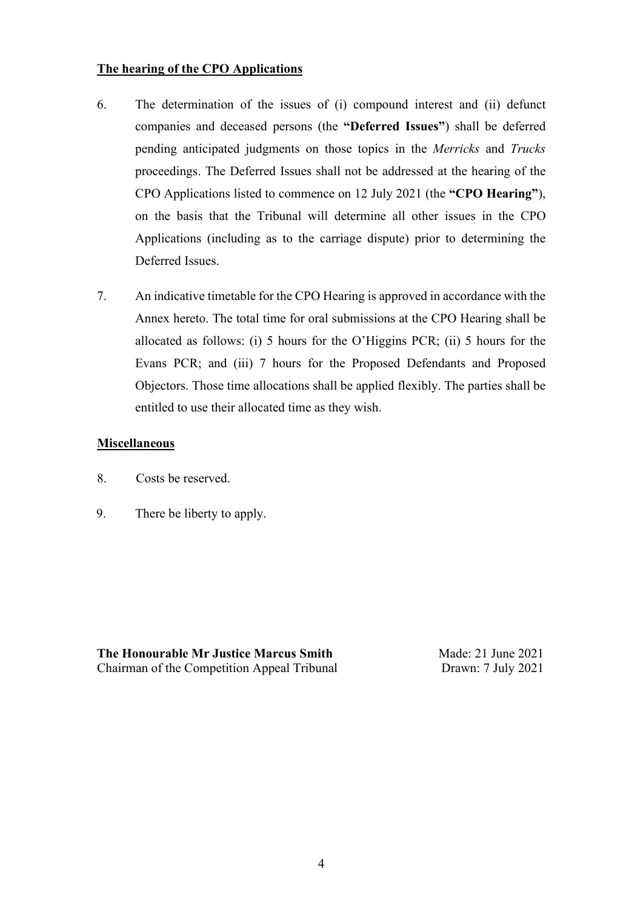**The hearing of the CPO Applications**

6. The determination of the issues of (i) compound interest and (ii) defunct companies and deceased persons (the **"Deferred Issues"**) shall be deferred pending anticipated judgments on those topics in the *Merricks* and *Trucks* proceedings. The Deferred Issues shall not be addressed at the hearing of the CPO Applications listed to commence on 12 July 2021 (the **"CPO Hearing"**), on the basis that the Tribunal will determine all other issues in the CPO Applications (including as to the carriage dispute) prior to determining the Deferred Issues.

7. An indicative timetable for the CPO Hearing is approved in accordance with the Annex hereto. The total time for oral submissions at the CPO Hearing shall be allocated as follows: (i) 5 hours for the O'Higgins PCR; (ii) 5 hours for the Evans PCR; and (iii) 7 hours for the Proposed Defendants and Proposed Objectors. Those time allocations shall be applied flexibly. The parties shall be entitled to use their allocated time as they wish.

**Miscellaneous**

8. Costs be reserved.

9. There be liberty to apply.

**The Honourable Mr Justice Marcus Smith**
Chairman of the Competition Appeal Tribunal

Made: 21 June 2021
Drawn: 7 July 2021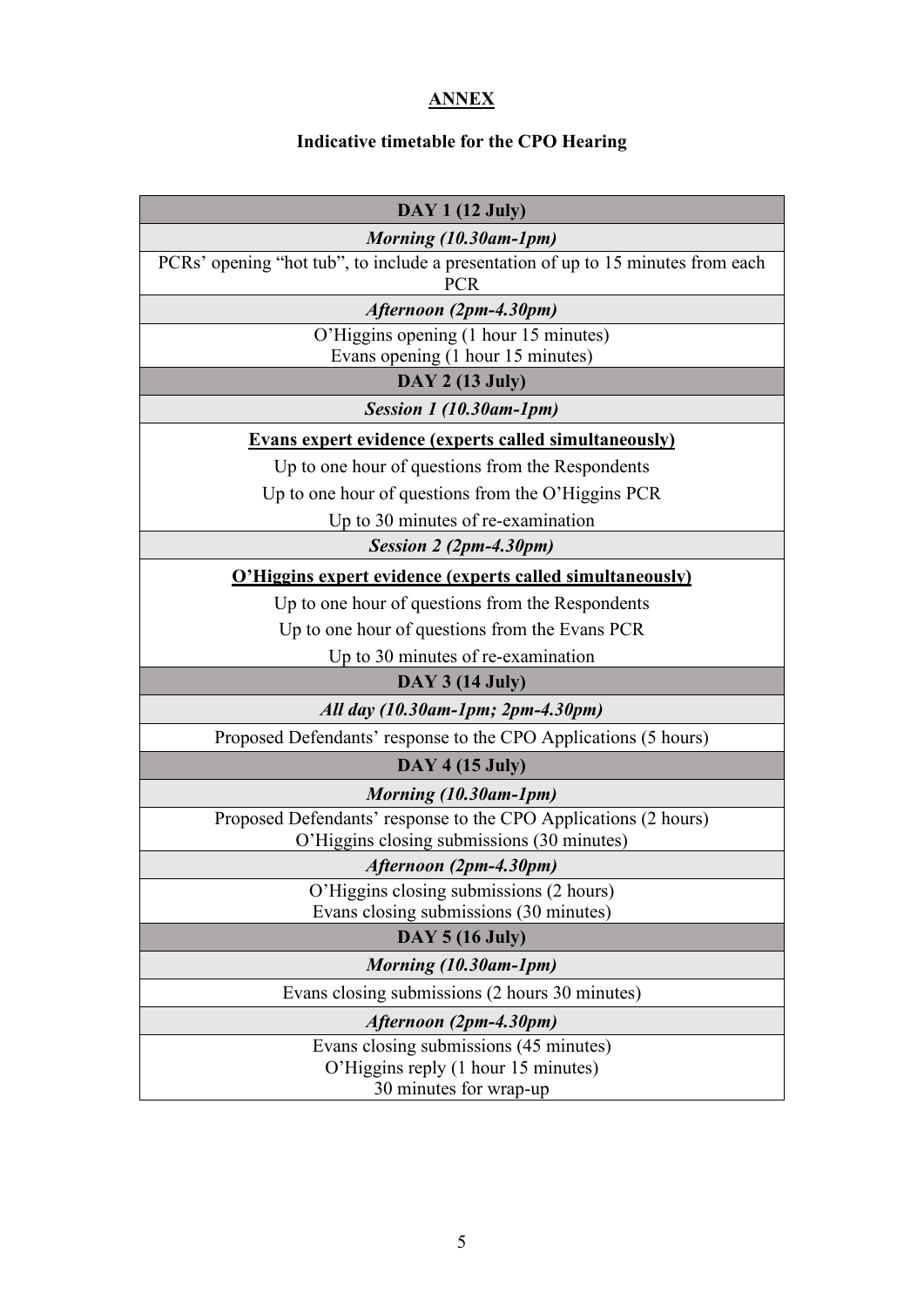## ANNEX

### Indicative timetable for the CPO Hearing

| |
|---|
| **DAY 1 (12 July)** |
| ***Morning (10.30am-1pm)*** |
| PCRs' opening "hot tub", to include a presentation of up to 15 minutes from each PCR |
| ***Afternoon (2pm-4.30pm)*** |
| O'Higgins opening (1 hour 15 minutes)<br>Evans opening (1 hour 15 minutes) |
| **DAY 2 (13 July)** |
| ***Session 1 (10.30am-1pm)*** |
| **<u>Evans expert evidence (experts called simultaneously)</u>**<br>Up to one hour of questions from the Respondents<br>Up to one hour of questions from the O'Higgins PCR<br>Up to 30 minutes of re-examination |
| ***Session 2 (2pm-4.30pm)*** |
| **<u>O'Higgins expert evidence (experts called simultaneously)</u>**<br>Up to one hour of questions from the Respondents<br>Up to one hour of questions from the Evans PCR<br>Up to 30 minutes of re-examination |
| **DAY 3 (14 July)** |
| ***All day (10.30am-1pm; 2pm-4.30pm)*** |
| Proposed Defendants' response to the CPO Applications (5 hours) |
| **DAY 4 (15 July)** |
| ***Morning (10.30am-1pm)*** |
| Proposed Defendants' response to the CPO Applications (2 hours)<br>O'Higgins closing submissions (30 minutes) |
| ***Afternoon (2pm-4.30pm)*** |
| O'Higgins closing submissions (2 hours)<br>Evans closing submissions (30 minutes) |
| **DAY 5 (16 July)** |
| ***Morning (10.30am-1pm)*** |
| Evans closing submissions (2 hours 30 minutes) |
| ***Afternoon (2pm-4.30pm)*** |
| Evans closing submissions (45 minutes)<br>O'Higgins reply (1 hour 15 minutes)<br>30 minutes for wrap-up |